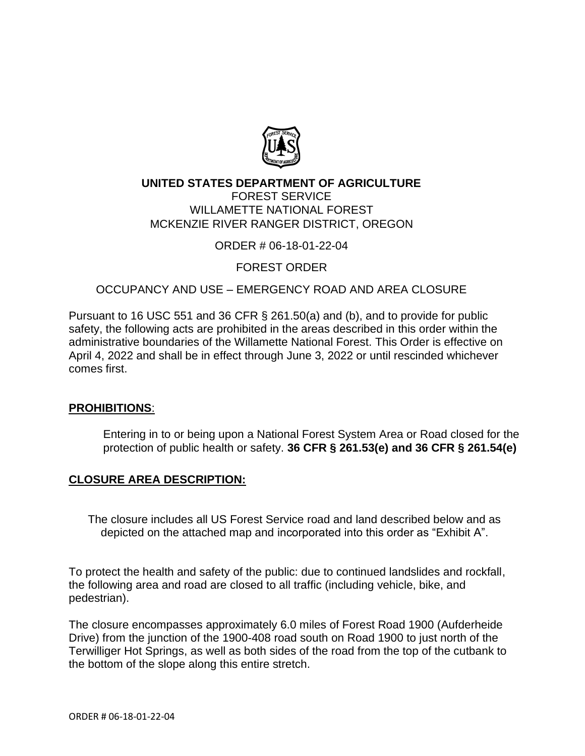**UNITED STATES DEPARTMENT OF AGRICULTURE**
FOREST SERVICE
WILLAMETTE NATIONAL FOREST
MCKENZIE RIVER RANGER DISTRICT, OREGON

ORDER # 06-18-01-22-04

FOREST ORDER

OCCUPANCY AND USE – EMERGENCY ROAD AND AREA CLOSURE

Pursuant to 16 USC 551 and 36 CFR § 261.50(a) and (b), and to provide for public safety, the following acts are prohibited in the areas described in this order within the administrative boundaries of the Willamette National Forest. This Order is effective on April 4, 2022 and shall be in effect through June 3, 2022 or until rescinded whichever comes first.

## PROHIBITIONS:

Entering in to or being upon a National Forest System Area or Road closed for the protection of public health or safety. **36 CFR § 261.53(e) and 36 CFR § 261.54(e)**

## CLOSURE AREA DESCRIPTION:

The closure includes all US Forest Service road and land described below and as depicted on the attached map and incorporated into this order as "Exhibit A".

To protect the health and safety of the public: due to continued landslides and rockfall, the following area and road are closed to all traffic (including vehicle, bike, and pedestrian).

The closure encompasses approximately 6.0 miles of Forest Road 1900 (Aufderheide Drive) from the junction of the 1900-408 road south on Road 1900 to just north of the Terwilliger Hot Springs, as well as both sides of the road from the top of the cutbank to the bottom of the slope along this entire stretch.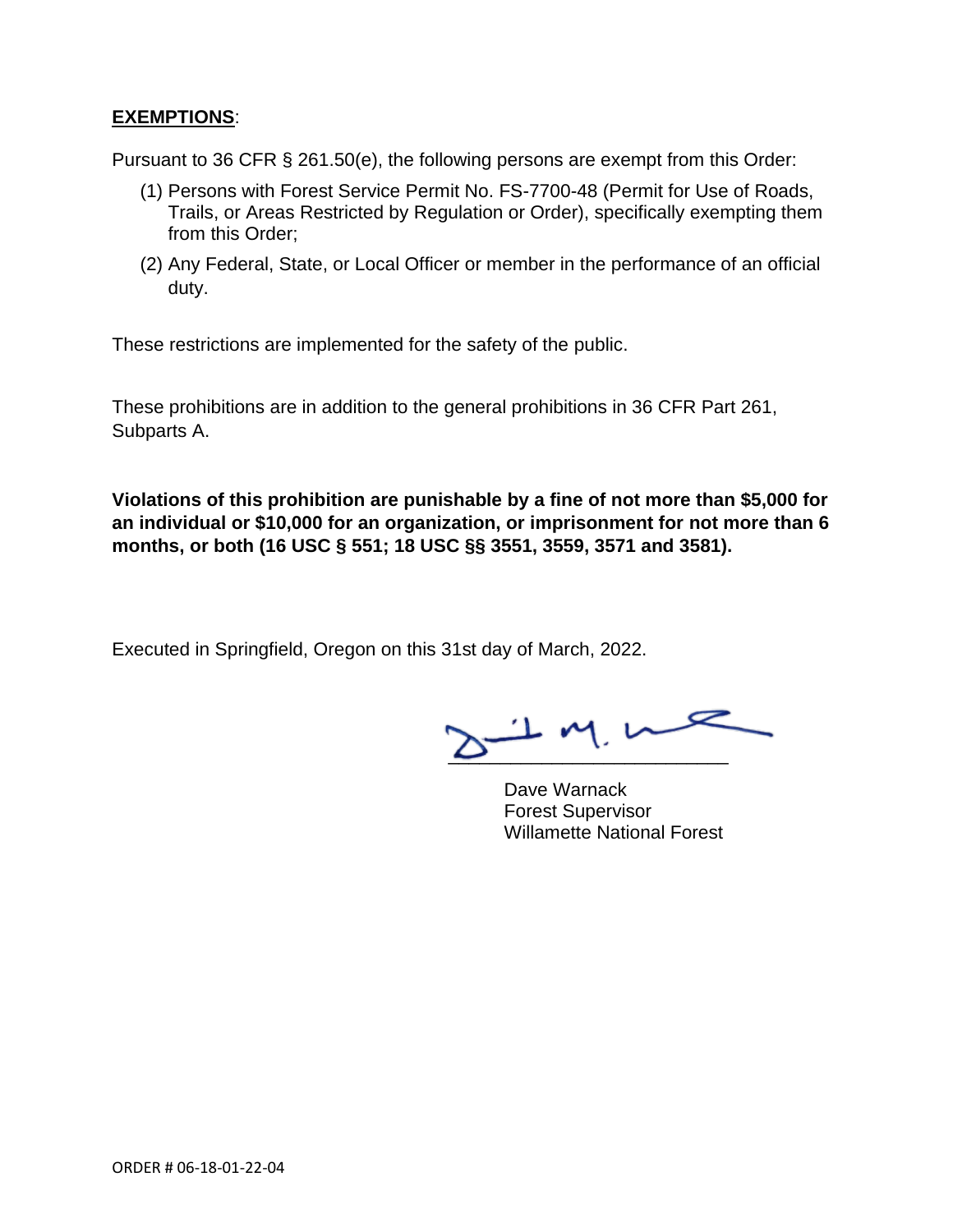**EXEMPTIONS**:

Pursuant to 36 CFR § 261.50(e), the following persons are exempt from this Order:

(1) Persons with Forest Service Permit No. FS-7700-48 (Permit for Use of Roads, Trails, or Areas Restricted by Regulation or Order), specifically exempting them from this Order;

(2) Any Federal, State, or Local Officer or member in the performance of an official duty.

These restrictions are implemented for the safety of the public.

These prohibitions are in addition to the general prohibitions in 36 CFR Part 261, Subparts A.

**Violations of this prohibition are punishable by a fine of not more than $5,000 for an individual or $10,000 for an organization, or imprisonment for not more than 6 months, or both (16 USC § 551; 18 USC §§ 3551, 3559, 3571 and 3581).**

Executed in Springfield, Oregon on this 31st day of March, 2022.

Dave Warnack
Forest Supervisor
Willamette National Forest

ORDER # 06-18-01-22-04